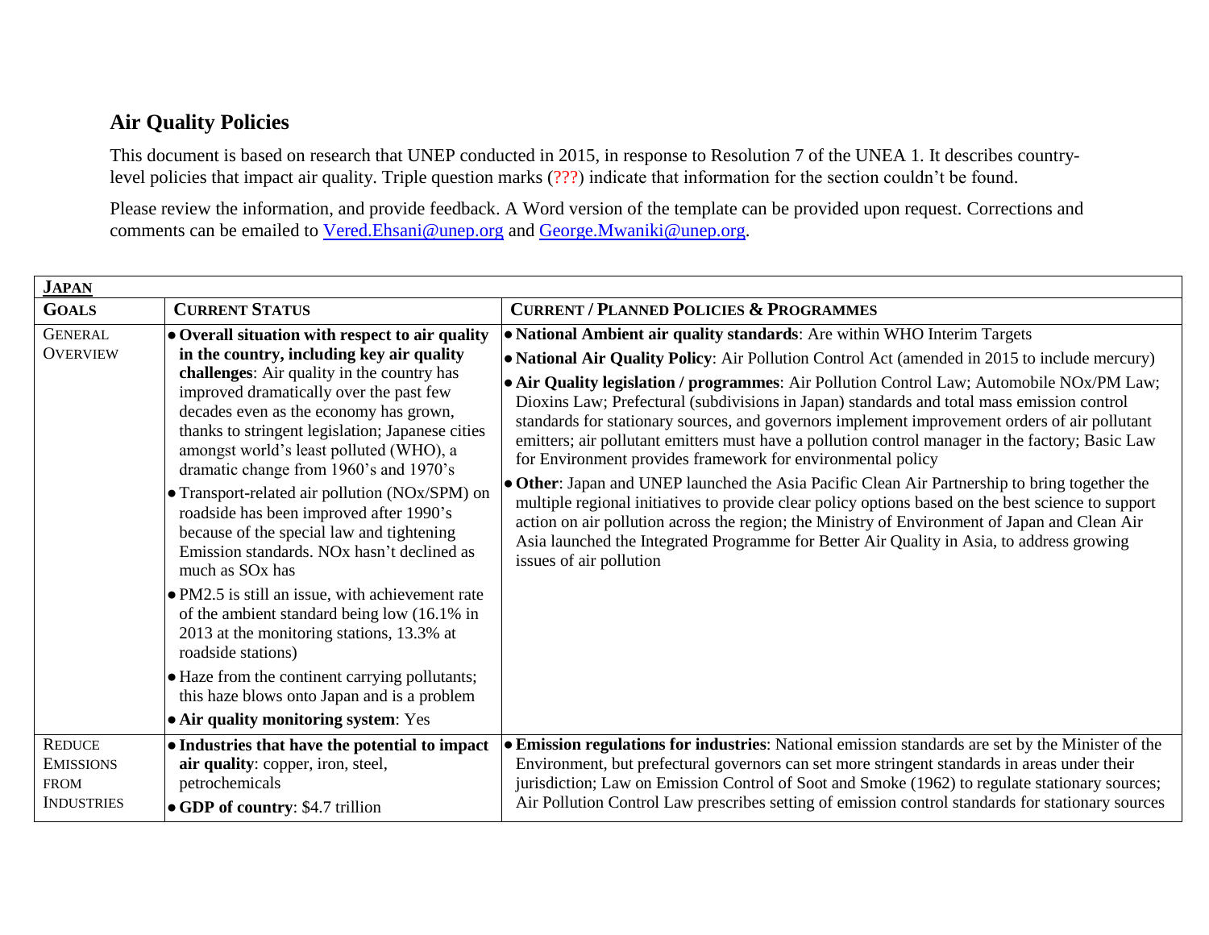## Air Quality Policies

This document is based on research that UNEP conducted in 2015, in response to Resolution 7 of the UNEA 1. It describes country-level policies that impact air quality. Triple question marks (???) indicate that information for the section couldn't be found.

Please review the information, and provide feedback. A Word version of the template can be provided upon request. Corrections and comments can be emailed to Vered.Ehsani@unep.org and George.Mwaniki@unep.org.

| **JAPAN** | | |
|---|---|---|
| **GOALS** | **CURRENT STATUS** | **CURRENT / PLANNED POLICIES & PROGRAMMES** |
| GENERAL OVERVIEW | • **Overall situation with respect to air quality in the country, including key air quality challenges**: Air quality in the country has improved dramatically over the past few decades even as the economy has grown, thanks to stringent legislation; Japanese cities amongst world's least polluted (WHO), a dramatic change from 1960's and 1970's<br>• Transport-related air pollution (NOx/SPM) on roadside has been improved after 1990's because of the special law and tightening Emission standards. NOx hasn't declined as much as SOx has<br>• PM2.5 is still an issue, with achievement rate of the ambient standard being low (16.1% in 2013 at the monitoring stations, 13.3% at roadside stations)<br>• Haze from the continent carrying pollutants; this haze blows onto Japan and is a problem<br>• **Air quality monitoring system**: Yes | • **National Ambient air quality standards**: Are within WHO Interim Targets<br>• **National Air Quality Policy**: Air Pollution Control Act (amended in 2015 to include mercury)<br>• **Air Quality legislation / programmes**: Air Pollution Control Law; Automobile NOx/PM Law; Dioxins Law; Prefectural (subdivisions in Japan) standards and total mass emission control standards for stationary sources, and governors implement improvement orders of air pollutant emitters; air pollutant emitters must have a pollution control manager in the factory; Basic Law for Environment provides framework for environmental policy<br>• **Other**: Japan and UNEP launched the Asia Pacific Clean Air Partnership to bring together the multiple regional initiatives to provide clear policy options based on the best science to support action on air pollution across the region; the Ministry of Environment of Japan and Clean Air Asia launched the Integrated Programme for Better Air Quality in Asia, to address growing issues of air pollution |
| REDUCE EMISSIONS FROM INDUSTRIES | • **Industries that have the potential to impact air quality**: copper, iron, steel, petrochemicals<br>• **GDP of country**: $4.7 trillion | • **Emission regulations for industries**: National emission standards are set by the Minister of the Environment, but prefectural governors can set more stringent standards in areas under their jurisdiction; Law on Emission Control of Soot and Smoke (1962) to regulate stationary sources; Air Pollution Control Law prescribes setting of emission control standards for stationary sources |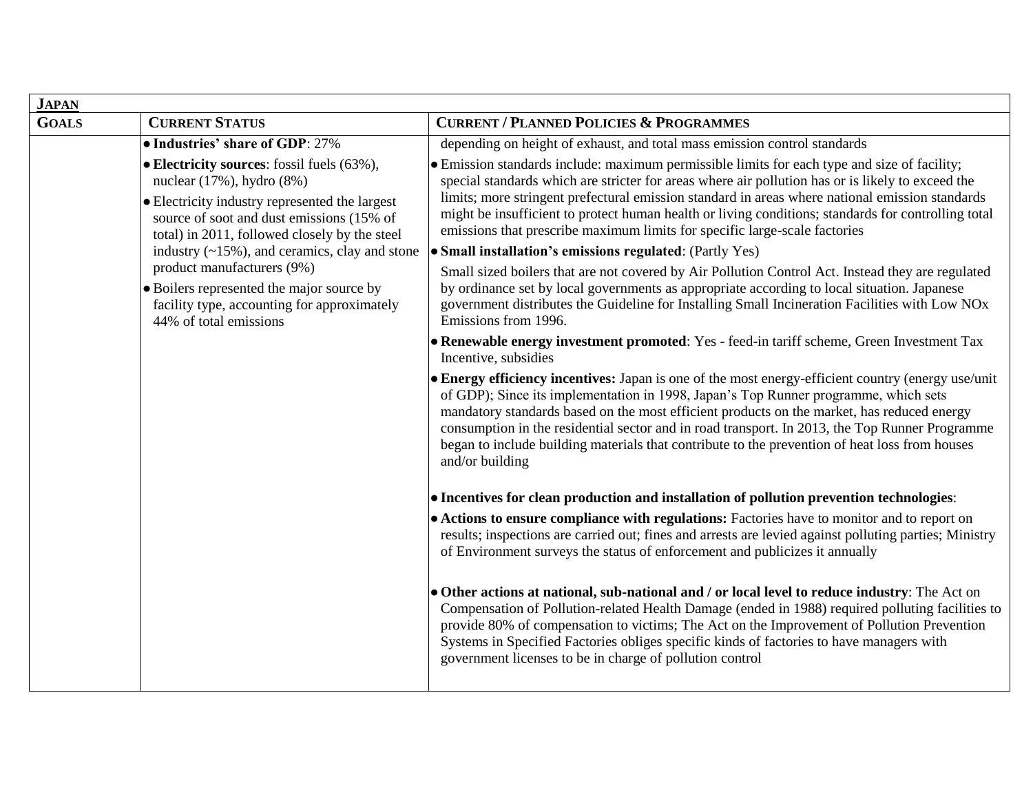| **JAPAN** | | |
|---|---|---|
| **GOALS** | **CURRENT STATUS** | **CURRENT / PLANNED POLICIES & PROGRAMMES** |
| | • **Industries' share of GDP**: 27%<br>• **Electricity sources**: fossil fuels (63%), nuclear (17%), hydro (8%)<br>• Electricity industry represented the largest source of soot and dust emissions (15% of total) in 2011, followed closely by the steel industry (~15%), and ceramics, clay and stone product manufacturers (9%)<br>• Boilers represented the major source by facility type, accounting for approximately 44% of total emissions | depending on height of exhaust, and total mass emission control standards<br>• Emission standards include: maximum permissible limits for each type and size of facility; special standards which are stricter for areas where air pollution has or is likely to exceed the limits; more stringent prefectural emission standard in areas where national emission standards might be insufficient to protect human health or living conditions; standards for controlling total emissions that prescribe maximum limits for specific large-scale factories<br>• **Small installation's emissions regulated**: (Partly Yes)<br>Small sized boilers that are not covered by Air Pollution Control Act. Instead they are regulated by ordinance set by local governments as appropriate according to local situation. Japanese government distributes the Guideline for Installing Small Incineration Facilities with Low NOx Emissions from 1996.<br>• **Renewable energy investment promoted**: Yes - feed-in tariff scheme, Green Investment Tax Incentive, subsidies<br>• **Energy efficiency incentives:** Japan is one of the most energy-efficient country (energy use/unit of GDP); Since its implementation in 1998, Japan's Top Runner programme, which sets mandatory standards based on the most efficient products on the market, has reduced energy consumption in the residential sector and in road transport. In 2013, the Top Runner Programme began to include building materials that contribute to the prevention of heat loss from houses and/or building<br>• **Incentives for clean production and installation of pollution prevention technologies**:<br>• **Actions to ensure compliance with regulations:** Factories have to monitor and to report on results; inspections are carried out; fines and arrests are levied against polluting parties; Ministry of Environment surveys the status of enforcement and publicizes it annually<br>• **Other actions at national, sub-national and / or local level to reduce industry**: The Act on Compensation of Pollution-related Health Damage (ended in 1988) required polluting facilities to provide 80% of compensation to victims; The Act on the Improvement of Pollution Prevention Systems in Specified Factories obliges specific kinds of factories to have managers with government licenses to be in charge of pollution control |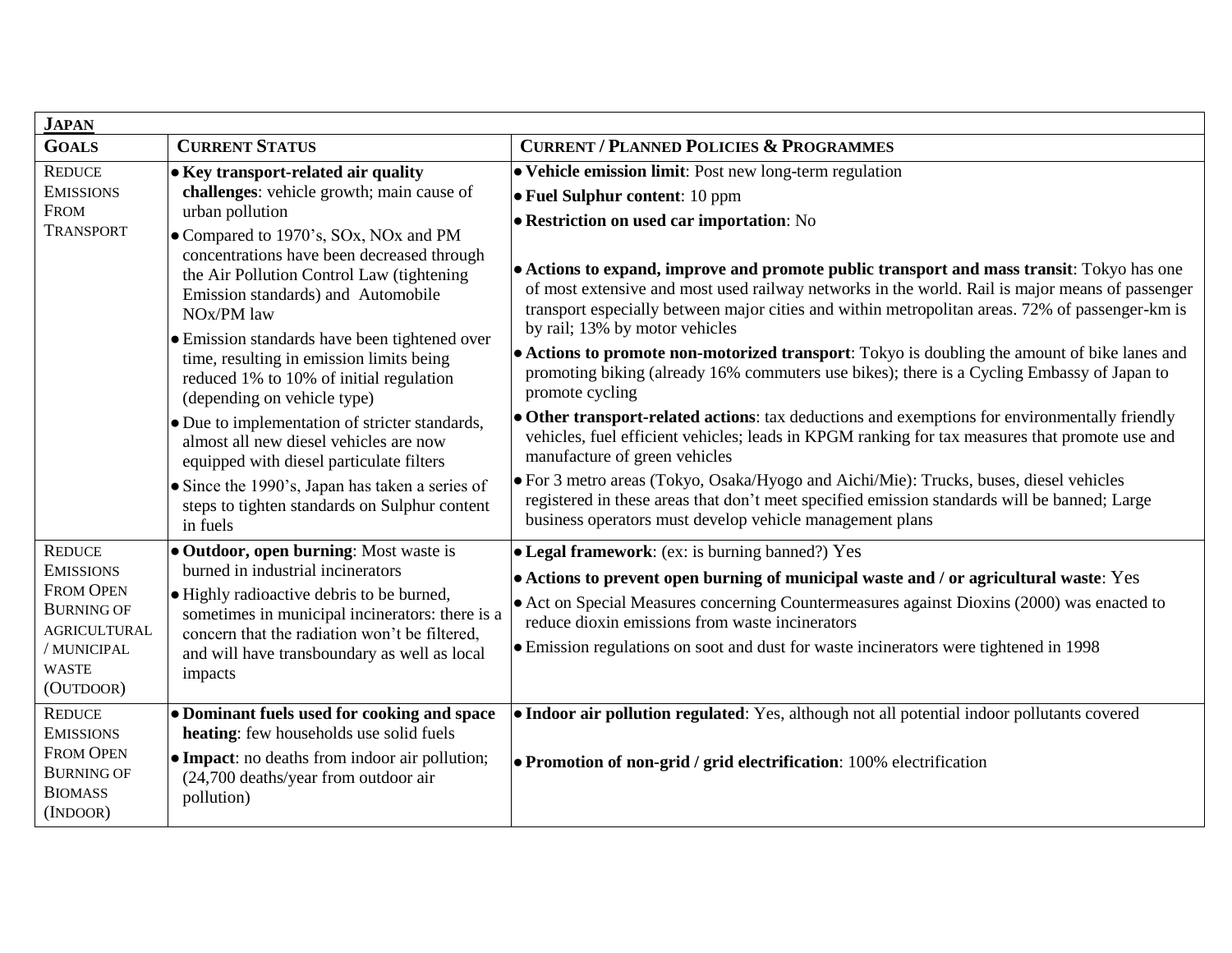| **JAPAN** | | |
|---|---|---|
| **GOALS** | **CURRENT STATUS** | **CURRENT / PLANNED POLICIES & PROGRAMMES** |
| REDUCE EMISSIONS FROM TRANSPORT | • **Key transport-related air quality challenges**: vehicle growth; main cause of urban pollution<br>• Compared to 1970's, SOx, NOx and PM concentrations have been decreased through the Air Pollution Control Law (tightening Emission standards) and Automobile NOx/PM law<br>• Emission standards have been tightened over time, resulting in emission limits being reduced 1% to 10% of initial regulation (depending on vehicle type)<br>• Due to implementation of stricter standards, almost all new diesel vehicles are now equipped with diesel particulate filters<br>• Since the 1990's, Japan has taken a series of steps to tighten standards on Sulphur content in fuels | • **Vehicle emission limit**: Post new long-term regulation<br>• **Fuel Sulphur content**: 10 ppm<br>• **Restriction on used car importation**: No<br>• **Actions to expand, improve and promote public transport and mass transit**: Tokyo has one of most extensive and most used railway networks in the world. Rail is major means of passenger transport especially between major cities and within metropolitan areas. 72% of passenger-km is by rail; 13% by motor vehicles<br>• **Actions to promote non-motorized transport**: Tokyo is doubling the amount of bike lanes and promoting biking (already 16% commuters use bikes); there is a Cycling Embassy of Japan to promote cycling<br>• **Other transport-related actions**: tax deductions and exemptions for environmentally friendly vehicles, fuel efficient vehicles; leads in KPGM ranking for tax measures that promote use and manufacture of green vehicles<br>• For 3 metro areas (Tokyo, Osaka/Hyogo and Aichi/Mie): Trucks, buses, diesel vehicles registered in these areas that don't meet specified emission standards will be banned; Large business operators must develop vehicle management plans |
| REDUCE EMISSIONS FROM OPEN BURNING OF AGRICULTURAL / MUNICIPAL WASTE (OUTDOOR) | • **Outdoor, open burning**: Most waste is burned in industrial incinerators<br>• Highly radioactive debris to be burned, sometimes in municipal incinerators: there is a concern that the radiation won't be filtered, and will have transboundary as well as local impacts | • **Legal framework**: (ex: is burning banned?) Yes<br>• **Actions to prevent open burning of municipal waste and / or agricultural waste**: Yes<br>• Act on Special Measures concerning Countermeasures against Dioxins (2000) was enacted to reduce dioxin emissions from waste incinerators<br>• Emission regulations on soot and dust for waste incinerators were tightened in 1998 |
| REDUCE EMISSIONS FROM OPEN BURNING OF BIOMASS (INDOOR) | • **Dominant fuels used for cooking and space heating**: few households use solid fuels<br>• **Impact**: no deaths from indoor air pollution; (24,700 deaths/year from outdoor air pollution) | • **Indoor air pollution regulated**: Yes, although not all potential indoor pollutants covered<br>• **Promotion of non-grid / grid electrification**: 100% electrification |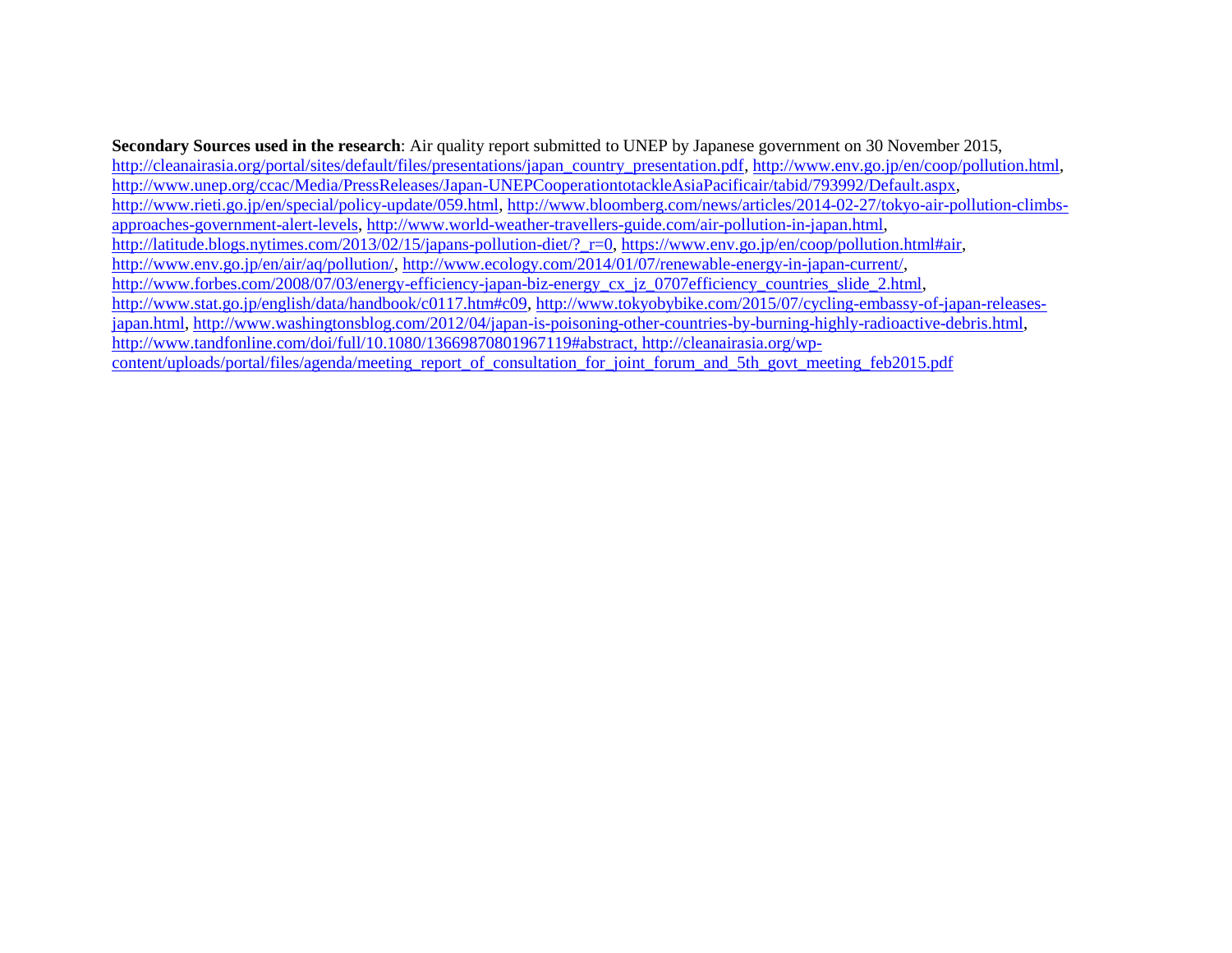**Secondary Sources used in the research**: Air quality report submitted to UNEP by Japanese government on 30 November 2015, http://cleanairasia.org/portal/sites/default/files/presentations/japan_country_presentation.pdf, http://www.env.go.jp/en/coop/pollution.html, http://www.unep.org/ccac/Media/PressReleases/Japan-UNEPCooperationtotackleAsiaPacificair/tabid/793992/Default.aspx, http://www.rieti.go.jp/en/special/policy-update/059.html, http://www.bloomberg.com/news/articles/2014-02-27/tokyo-air-pollution-climbs-approaches-government-alert-levels, http://www.world-weather-travellers-guide.com/air-pollution-in-japan.html, http://latitude.blogs.nytimes.com/2013/02/15/japans-pollution-diet/?_r=0, https://www.env.go.jp/en/coop/pollution.html#air, http://www.env.go.jp/en/air/aq/pollution/, http://www.ecology.com/2014/01/07/renewable-energy-in-japan-current/, http://www.forbes.com/2008/07/03/energy-efficiency-japan-biz-energy_cx_jz_0707efficiency_countries_slide_2.html, http://www.stat.go.jp/english/data/handbook/c0117.htm#c09, http://www.tokyobybike.com/2015/07/cycling-embassy-of-japan-releases-japan.html, http://www.washingtonsblog.com/2012/04/japan-is-poisoning-other-countries-by-burning-highly-radioactive-debris.html, http://www.tandfonline.com/doi/full/10.1080/13669870801967119#abstract, http://cleanairasia.org/wp-content/uploads/portal/files/agenda/meeting_report_of_consultation_for_joint_forum_and_5th_govt_meeting_feb2015.pdf